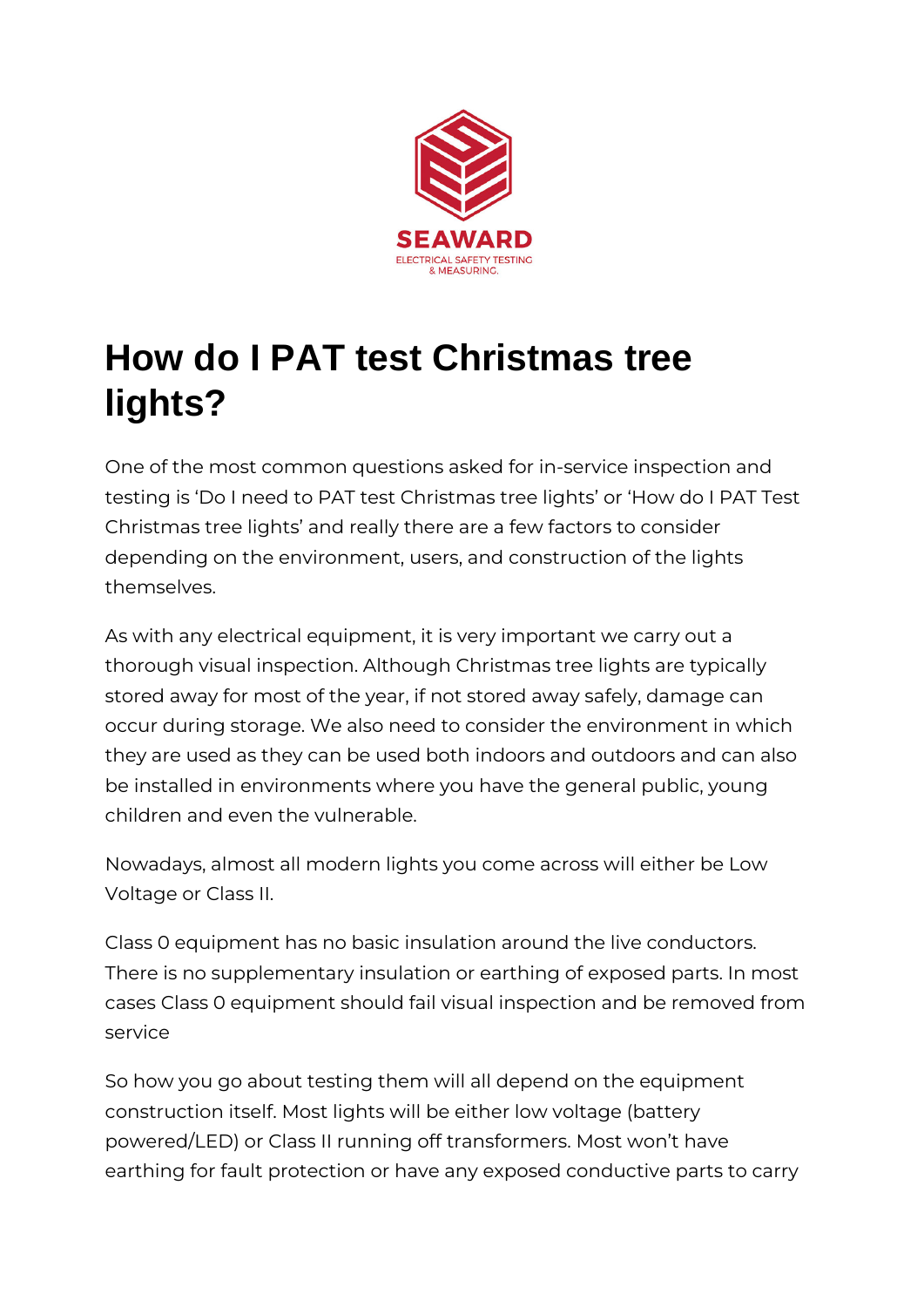SEAWARD

ELECTRICAL SAFETY TESTING & MEASURING.

# How do I PAT test Christmas tree lights?

One of the most common questions asked for in-service inspection and testing is 'Do I need to PAT test Christmas tree lights' or 'How do I PAT Test Christmas tree lights' and really there are a few factors to consider depending on the environment, users, and construction of the lights themselves.

As with any electrical equipment, it is very important we carry out a thorough visual inspection. Although Christmas tree lights are typically stored away for most of the year, if not stored away safely, damage can occur during storage. We also need to consider the environment in which they are used as they can be used both indoors and outdoors and can also be installed in environments where you have the general public, young children and even the vulnerable.

Nowadays, almost all modern lights you come across will either be Low Voltage or Class II.

Class 0 equipment has no basic insulation around the live conductors. There is no supplementary insulation or earthing of exposed parts. In most cases Class 0 equipment should fail visual inspection and be removed from service

So how you go about testing them will all depend on the equipment construction itself. Most lights will be either low voltage (battery powered/LED) or Class II running off transformers. Most won't have earthing for fault protection or have any exposed conductive parts to carry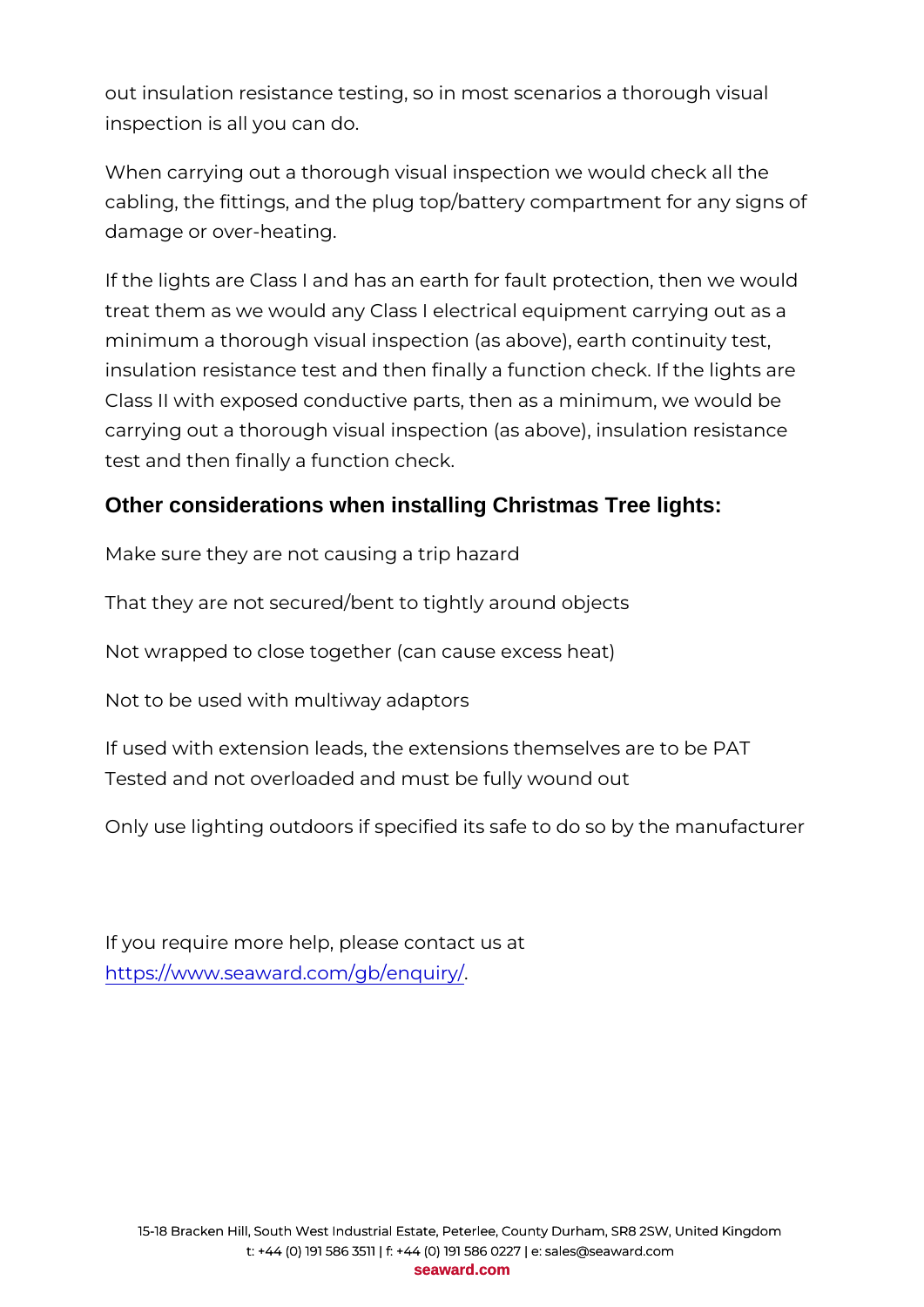out insulation resistance testing, so in most scenarios a thorough visual inspection is all you can do.

When carrying out a thorough visual inspection we would check all the cabling, the fittings, and the plug top/battery compartment for any signs of damage or over-heating.

If the lights are Class I and has an earth for fault protection, then we would treat them as we would any Class I electrical equipment carrying out as a minimum a thorough visual inspection (as above), earth continuity test, insulation resistance test and then finally a function check. If the lights are Class II with exposed conductive parts, then as a minimum, we would be carrying out a thorough visual inspection (as above), insulation resistance test and then finally a function check.

## Other considerations when installing Christmas Tree lights:

Make sure they are not causing a trip hazard

That they are not secured/bent to tightly around objects

Not wrapped to close together (can cause excess heat)

Not to be used with multiway adaptors

If used with extension leads, the extensions themselves are to be PAT Tested and not overloaded and must be fully wound out

Only use lighting outdoors if specified its safe to do so by the manufacturer

If you require more help, please contact us at [https://www.seaward.com/gb/enquiry/](https://www.seaward.com/gb/enquiry/).